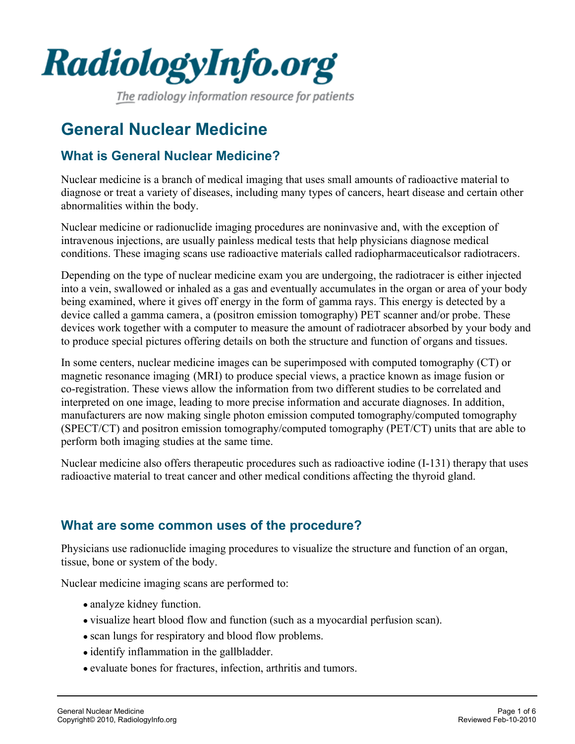# RadiologyInfo.org

*The radiology information resource for patients*

# General Nuclear Medicine

## What is General Nuclear Medicine?

Nuclear medicine is a branch of medical imaging that uses small amounts of radioactive material to diagnose or treat a variety of diseases, including many types of cancers, heart disease and certain other abnormalities within the body.

Nuclear medicine or radionuclide imaging procedures are noninvasive and, with the exception of intravenous injections, are usually painless medical tests that help physicians diagnose medical conditions. These imaging scans use radioactive materials called radiopharmaceuticalsor radiotracers.

Depending on the type of nuclear medicine exam you are undergoing, the radiotracer is either injected into a vein, swallowed or inhaled as a gas and eventually accumulates in the organ or area of your body being examined, where it gives off energy in the form of gamma rays. This energy is detected by a device called a gamma camera, a (positron emission tomography) PET scanner and/or probe. These devices work together with a computer to measure the amount of radiotracer absorbed by your body and to produce special pictures offering details on both the structure and function of organs and tissues.

In some centers, nuclear medicine images can be superimposed with computed tomography (CT) or magnetic resonance imaging (MRI) to produce special views, a practice known as image fusion or co-registration. These views allow the information from two different studies to be correlated and interpreted on one image, leading to more precise information and accurate diagnoses. In addition, manufacturers are now making single photon emission computed tomography/computed tomography (SPECT/CT) and positron emission tomography/computed tomography (PET/CT) units that are able to perform both imaging studies at the same time.

Nuclear medicine also offers therapeutic procedures such as radioactive iodine (I-131) therapy that uses radioactive material to treat cancer and other medical conditions affecting the thyroid gland.

## What are some common uses of the procedure?

Physicians use radionuclide imaging procedures to visualize the structure and function of an organ, tissue, bone or system of the body.

Nuclear medicine imaging scans are performed to:

- analyze kidney function.
- visualize heart blood flow and function (such as a myocardial perfusion scan).
- scan lungs for respiratory and blood flow problems.
- identify inflammation in the gallbladder.
- evaluate bones for fractures, infection, arthritis and tumors.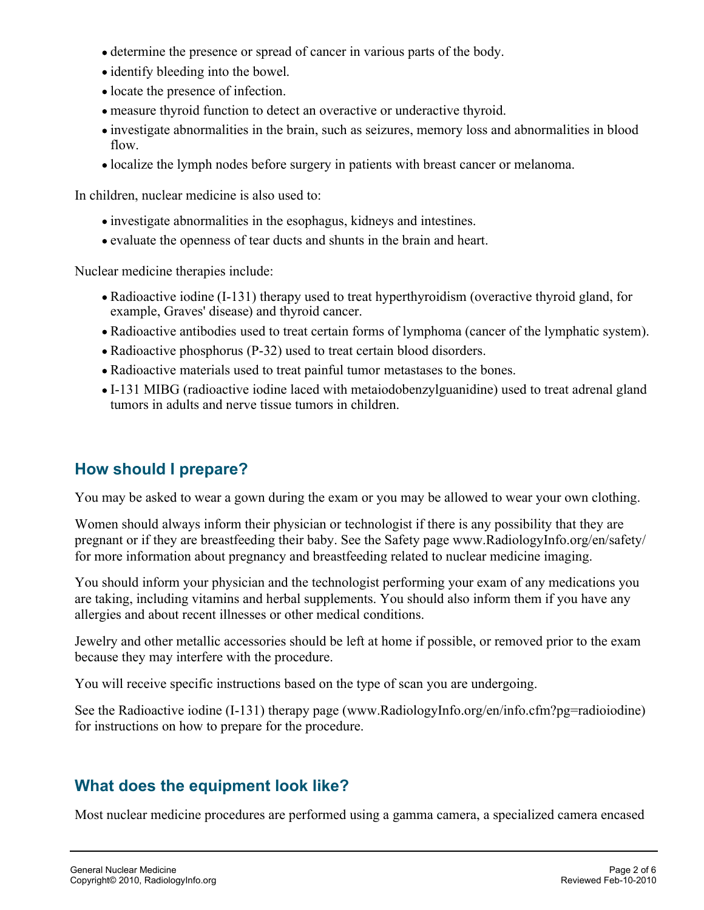- determine the presence or spread of cancer in various parts of the body.
- identify bleeding into the bowel.
- locate the presence of infection.
- measure thyroid function to detect an overactive or underactive thyroid.
- investigate abnormalities in the brain, such as seizures, memory loss and abnormalities in blood flow.
- localize the lymph nodes before surgery in patients with breast cancer or melanoma.

In children, nuclear medicine is also used to:

- investigate abnormalities in the esophagus, kidneys and intestines.
- evaluate the openness of tear ducts and shunts in the brain and heart.

Nuclear medicine therapies include:

- Radioactive iodine (I-131) therapy used to treat hyperthyroidism (overactive thyroid gland, for example, Graves' disease) and thyroid cancer.
- Radioactive antibodies used to treat certain forms of lymphoma (cancer of the lymphatic system).
- Radioactive phosphorus (P-32) used to treat certain blood disorders.
- Radioactive materials used to treat painful tumor metastases to the bones.
- I-131 MIBG (radioactive iodine laced with metaiodobenzylguanidine) used to treat adrenal gland tumors in adults and nerve tissue tumors in children.

## How should I prepare?

You may be asked to wear a gown during the exam or you may be allowed to wear your own clothing.

Women should always inform their physician or technologist if there is any possibility that they are pregnant or if they are breastfeeding their baby. See the Safety page www.RadiologyInfo.org/en/safety/ for more information about pregnancy and breastfeeding related to nuclear medicine imaging.

You should inform your physician and the technologist performing your exam of any medications you are taking, including vitamins and herbal supplements. You should also inform them if you have any allergies and about recent illnesses or other medical conditions.

Jewelry and other metallic accessories should be left at home if possible, or removed prior to the exam because they may interfere with the procedure.

You will receive specific instructions based on the type of scan you are undergoing.

See the Radioactive iodine (I-131) therapy page (www.RadiologyInfo.org/en/info.cfm?pg=radioiodine) for instructions on how to prepare for the procedure.

## What does the equipment look like?

Most nuclear medicine procedures are performed using a gamma camera, a specialized camera encased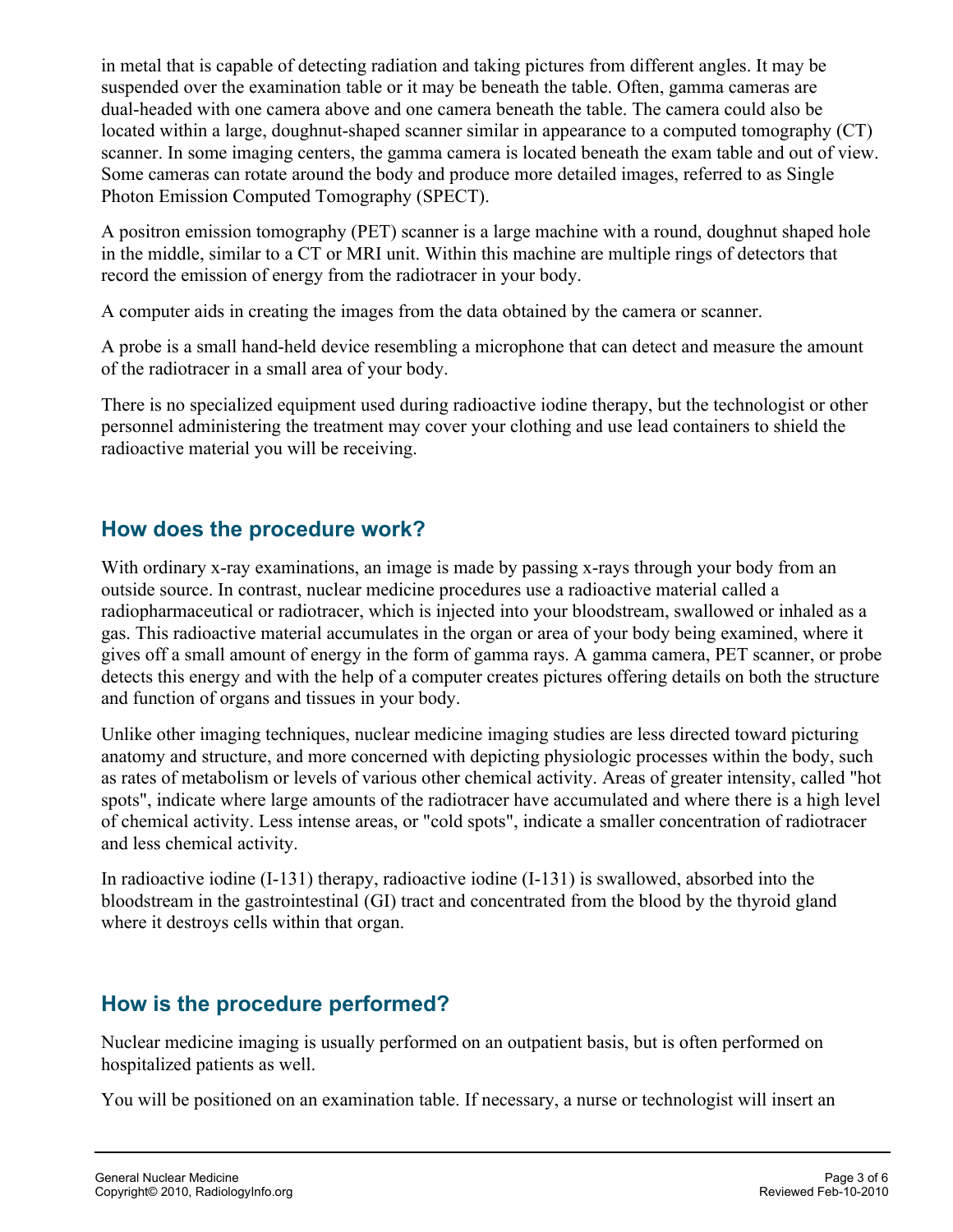in metal that is capable of detecting radiation and taking pictures from different angles. It may be suspended over the examination table or it may be beneath the table. Often, gamma cameras are dual-headed with one camera above and one camera beneath the table. The camera could also be located within a large, doughnut-shaped scanner similar in appearance to a computed tomography (CT) scanner. In some imaging centers, the gamma camera is located beneath the exam table and out of view. Some cameras can rotate around the body and produce more detailed images, referred to as Single Photon Emission Computed Tomography (SPECT).

A positron emission tomography (PET) scanner is a large machine with a round, doughnut shaped hole in the middle, similar to a CT or MRI unit. Within this machine are multiple rings of detectors that record the emission of energy from the radiotracer in your body.

A computer aids in creating the images from the data obtained by the camera or scanner.

A probe is a small hand-held device resembling a microphone that can detect and measure the amount of the radiotracer in a small area of your body.

There is no specialized equipment used during radioactive iodine therapy, but the technologist or other personnel administering the treatment may cover your clothing and use lead containers to shield the radioactive material you will be receiving.

## How does the procedure work?

With ordinary x-ray examinations, an image is made by passing x-rays through your body from an outside source. In contrast, nuclear medicine procedures use a radioactive material called a radiopharmaceutical or radiotracer, which is injected into your bloodstream, swallowed or inhaled as a gas. This radioactive material accumulates in the organ or area of your body being examined, where it gives off a small amount of energy in the form of gamma rays. A gamma camera, PET scanner, or probe detects this energy and with the help of a computer creates pictures offering details on both the structure and function of organs and tissues in your body.

Unlike other imaging techniques, nuclear medicine imaging studies are less directed toward picturing anatomy and structure, and more concerned with depicting physiologic processes within the body, such as rates of metabolism or levels of various other chemical activity. Areas of greater intensity, called "hot spots", indicate where large amounts of the radiotracer have accumulated and where there is a high level of chemical activity. Less intense areas, or "cold spots", indicate a smaller concentration of radiotracer and less chemical activity.

In radioactive iodine (I-131) therapy, radioactive iodine (I-131) is swallowed, absorbed into the bloodstream in the gastrointestinal (GI) tract and concentrated from the blood by the thyroid gland where it destroys cells within that organ.

## How is the procedure performed?

Nuclear medicine imaging is usually performed on an outpatient basis, but is often performed on hospitalized patients as well.

You will be positioned on an examination table. If necessary, a nurse or technologist will insert an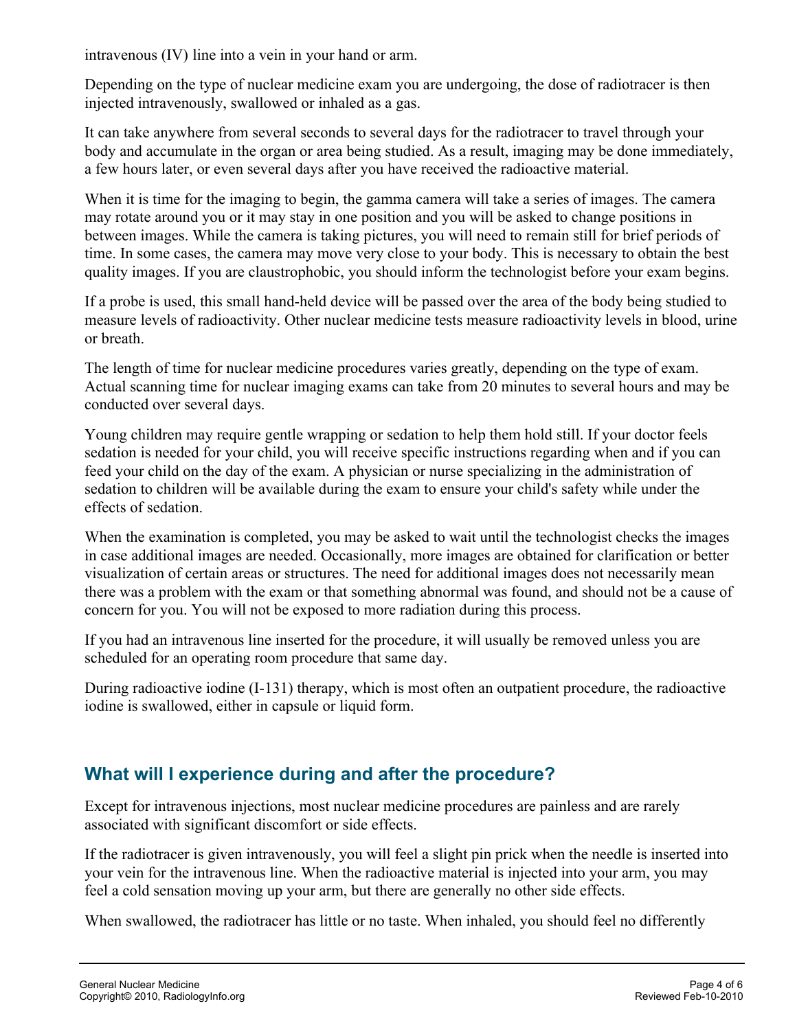intravenous (IV) line into a vein in your hand or arm.

Depending on the type of nuclear medicine exam you are undergoing, the dose of radiotracer is then injected intravenously, swallowed or inhaled as a gas.

It can take anywhere from several seconds to several days for the radiotracer to travel through your body and accumulate in the organ or area being studied. As a result, imaging may be done immediately, a few hours later, or even several days after you have received the radioactive material.

When it is time for the imaging to begin, the gamma camera will take a series of images. The camera may rotate around you or it may stay in one position and you will be asked to change positions in between images. While the camera is taking pictures, you will need to remain still for brief periods of time. In some cases, the camera may move very close to your body. This is necessary to obtain the best quality images. If you are claustrophobic, you should inform the technologist before your exam begins.

If a probe is used, this small hand-held device will be passed over the area of the body being studied to measure levels of radioactivity. Other nuclear medicine tests measure radioactivity levels in blood, urine or breath.

The length of time for nuclear medicine procedures varies greatly, depending on the type of exam. Actual scanning time for nuclear imaging exams can take from 20 minutes to several hours and may be conducted over several days.

Young children may require gentle wrapping or sedation to help them hold still. If your doctor feels sedation is needed for your child, you will receive specific instructions regarding when and if you can feed your child on the day of the exam. A physician or nurse specializing in the administration of sedation to children will be available during the exam to ensure your child's safety while under the effects of sedation.

When the examination is completed, you may be asked to wait until the technologist checks the images in case additional images are needed. Occasionally, more images are obtained for clarification or better visualization of certain areas or structures. The need for additional images does not necessarily mean there was a problem with the exam or that something abnormal was found, and should not be a cause of concern for you. You will not be exposed to more radiation during this process.

If you had an intravenous line inserted for the procedure, it will usually be removed unless you are scheduled for an operating room procedure that same day.

During radioactive iodine (I-131) therapy, which is most often an outpatient procedure, the radioactive iodine is swallowed, either in capsule or liquid form.

## What will I experience during and after the procedure?

Except for intravenous injections, most nuclear medicine procedures are painless and are rarely associated with significant discomfort or side effects.

If the radiotracer is given intravenously, you will feel a slight pin prick when the needle is inserted into your vein for the intravenous line. When the radioactive material is injected into your arm, you may feel a cold sensation moving up your arm, but there are generally no other side effects.

When swallowed, the radiotracer has little or no taste. When inhaled, you should feel no differently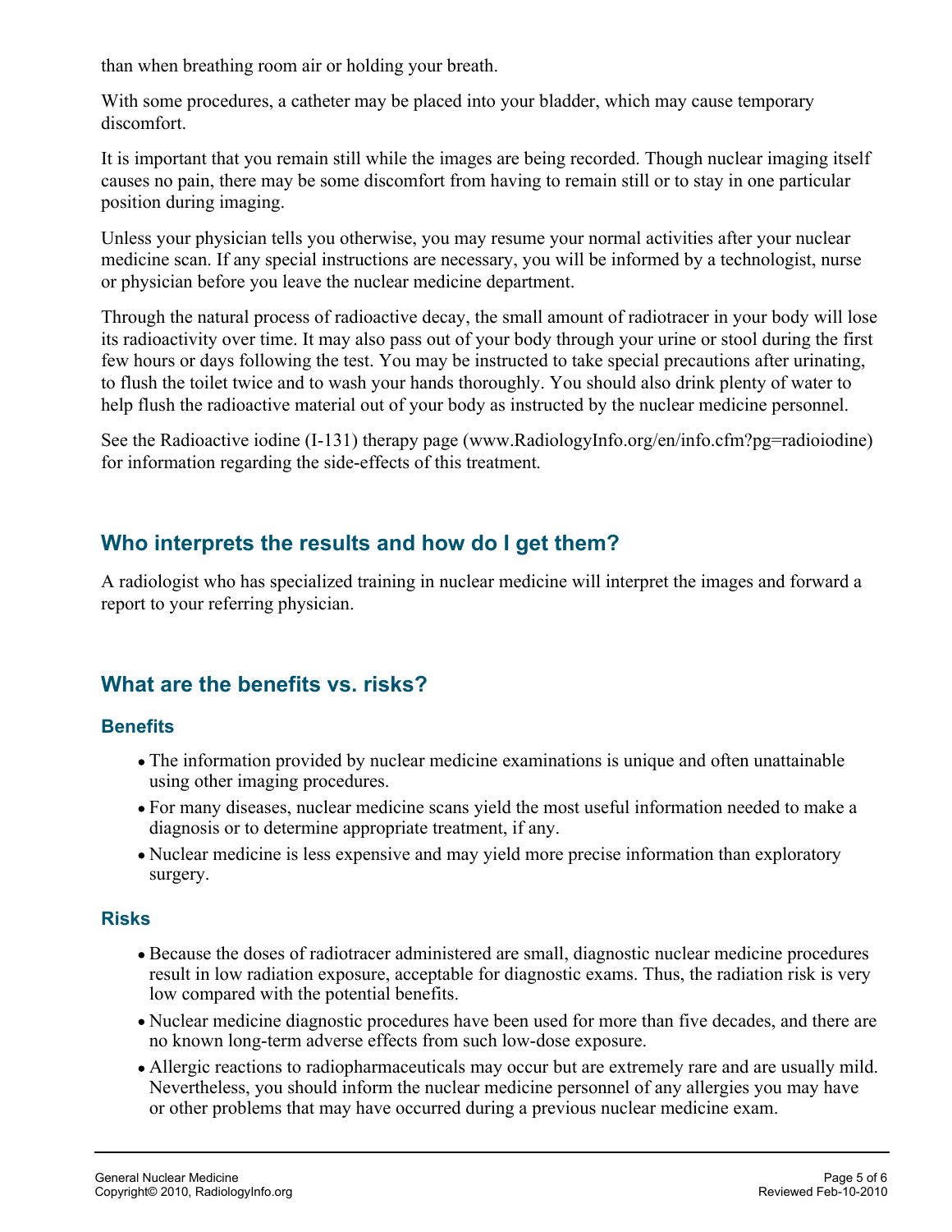than when breathing room air or holding your breath.

With some procedures, a catheter may be placed into your bladder, which may cause temporary discomfort.

It is important that you remain still while the images are being recorded. Though nuclear imaging itself causes no pain, there may be some discomfort from having to remain still or to stay in one particular position during imaging.

Unless your physician tells you otherwise, you may resume your normal activities after your nuclear medicine scan. If any special instructions are necessary, you will be informed by a technologist, nurse or physician before you leave the nuclear medicine department.

Through the natural process of radioactive decay, the small amount of radiotracer in your body will lose its radioactivity over time. It may also pass out of your body through your urine or stool during the first few hours or days following the test. You may be instructed to take special precautions after urinating, to flush the toilet twice and to wash your hands thoroughly. You should also drink plenty of water to help flush the radioactive material out of your body as instructed by the nuclear medicine personnel.

See the Radioactive iodine (I-131) therapy page (www.RadiologyInfo.org/en/info.cfm?pg=radioiodine) for information regarding the side-effects of this treatment.

## Who interprets the results and how do I get them?

A radiologist who has specialized training in nuclear medicine will interpret the images and forward a report to your referring physician.

## What are the benefits vs. risks?

### Benefits

- The information provided by nuclear medicine examinations is unique and often unattainable using other imaging procedures.
- For many diseases, nuclear medicine scans yield the most useful information needed to make a diagnosis or to determine appropriate treatment, if any.
- Nuclear medicine is less expensive and may yield more precise information than exploratory surgery.

### Risks

- Because the doses of radiotracer administered are small, diagnostic nuclear medicine procedures result in low radiation exposure, acceptable for diagnostic exams. Thus, the radiation risk is very low compared with the potential benefits.
- Nuclear medicine diagnostic procedures have been used for more than five decades, and there are no known long-term adverse effects from such low-dose exposure.
- Allergic reactions to radiopharmaceuticals may occur but are extremely rare and are usually mild. Nevertheless, you should inform the nuclear medicine personnel of any allergies you may have or other problems that may have occurred during a previous nuclear medicine exam.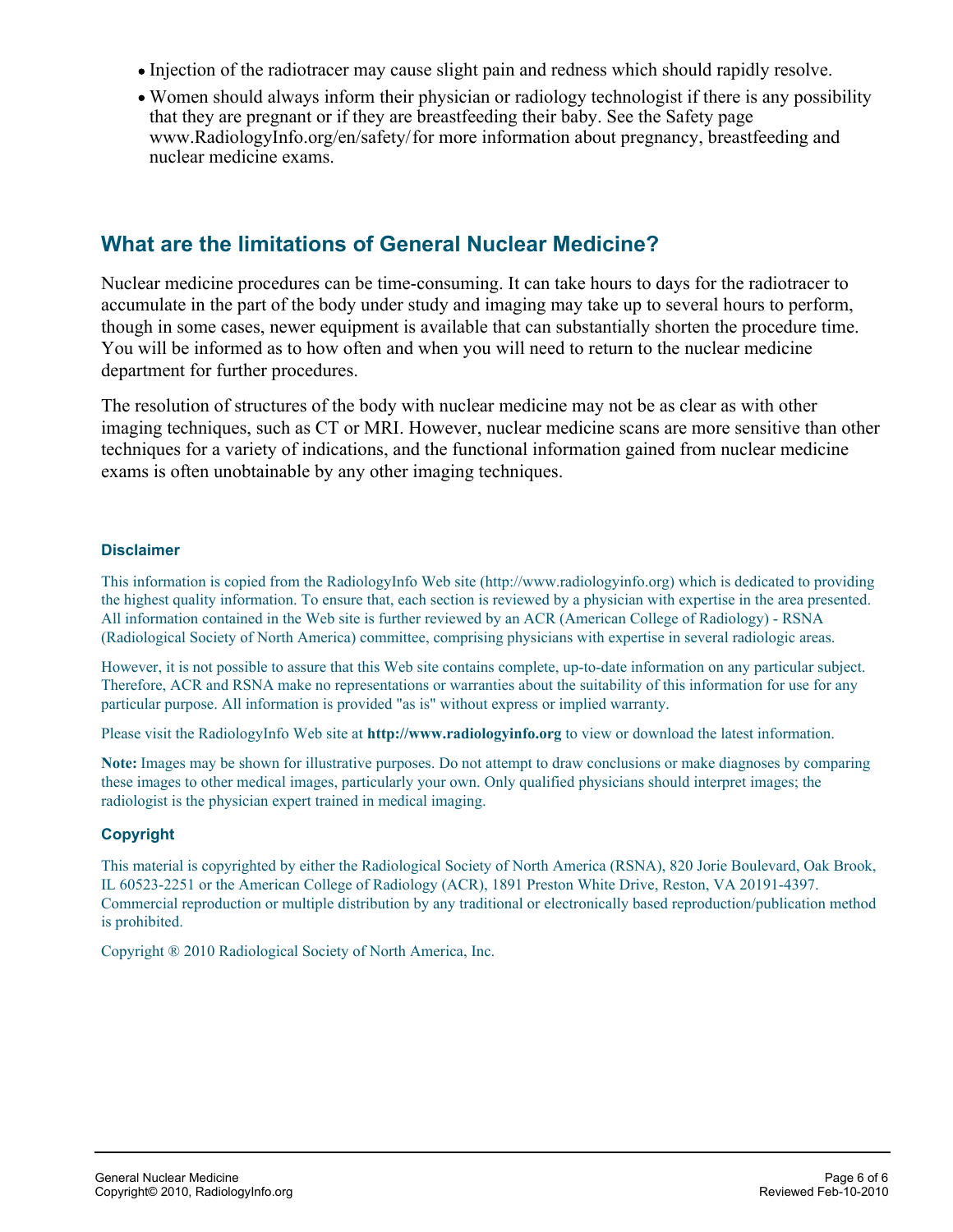- Injection of the radiotracer may cause slight pain and redness which should rapidly resolve.
- Women should always inform their physician or radiology technologist if there is any possibility that they are pregnant or if they are breastfeeding their baby. See the Safety page www.RadiologyInfo.org/en/safety/ for more information about pregnancy, breastfeeding and nuclear medicine exams.

## What are the limitations of General Nuclear Medicine?

Nuclear medicine procedures can be time-consuming. It can take hours to days for the radiotracer to accumulate in the part of the body under study and imaging may take up to several hours to perform, though in some cases, newer equipment is available that can substantially shorten the procedure time. You will be informed as to how often and when you will need to return to the nuclear medicine department for further procedures.

The resolution of structures of the body with nuclear medicine may not be as clear as with other imaging techniques, such as CT or MRI. However, nuclear medicine scans are more sensitive than other techniques for a variety of indications, and the functional information gained from nuclear medicine exams is often unobtainable by any other imaging techniques.

### Disclaimer

This information is copied from the RadiologyInfo Web site (http://www.radiologyinfo.org) which is dedicated to providing the highest quality information. To ensure that, each section is reviewed by a physician with expertise in the area presented. All information contained in the Web site is further reviewed by an ACR (American College of Radiology) - RSNA (Radiological Society of North America) committee, comprising physicians with expertise in several radiologic areas.

However, it is not possible to assure that this Web site contains complete, up-to-date information on any particular subject. Therefore, ACR and RSNA make no representations or warranties about the suitability of this information for use for any particular purpose. All information is provided "as is" without express or implied warranty.

Please visit the RadiologyInfo Web site at **http://www.radiologyinfo.org** to view or download the latest information.

**Note:** Images may be shown for illustrative purposes. Do not attempt to draw conclusions or make diagnoses by comparing these images to other medical images, particularly your own. Only qualified physicians should interpret images; the radiologist is the physician expert trained in medical imaging.

### Copyright

This material is copyrighted by either the Radiological Society of North America (RSNA), 820 Jorie Boulevard, Oak Brook, IL 60523-2251 or the American College of Radiology (ACR), 1891 Preston White Drive, Reston, VA 20191-4397. Commercial reproduction or multiple distribution by any traditional or electronically based reproduction/publication method is prohibited.

Copyright ® 2010 Radiological Society of North America, Inc.